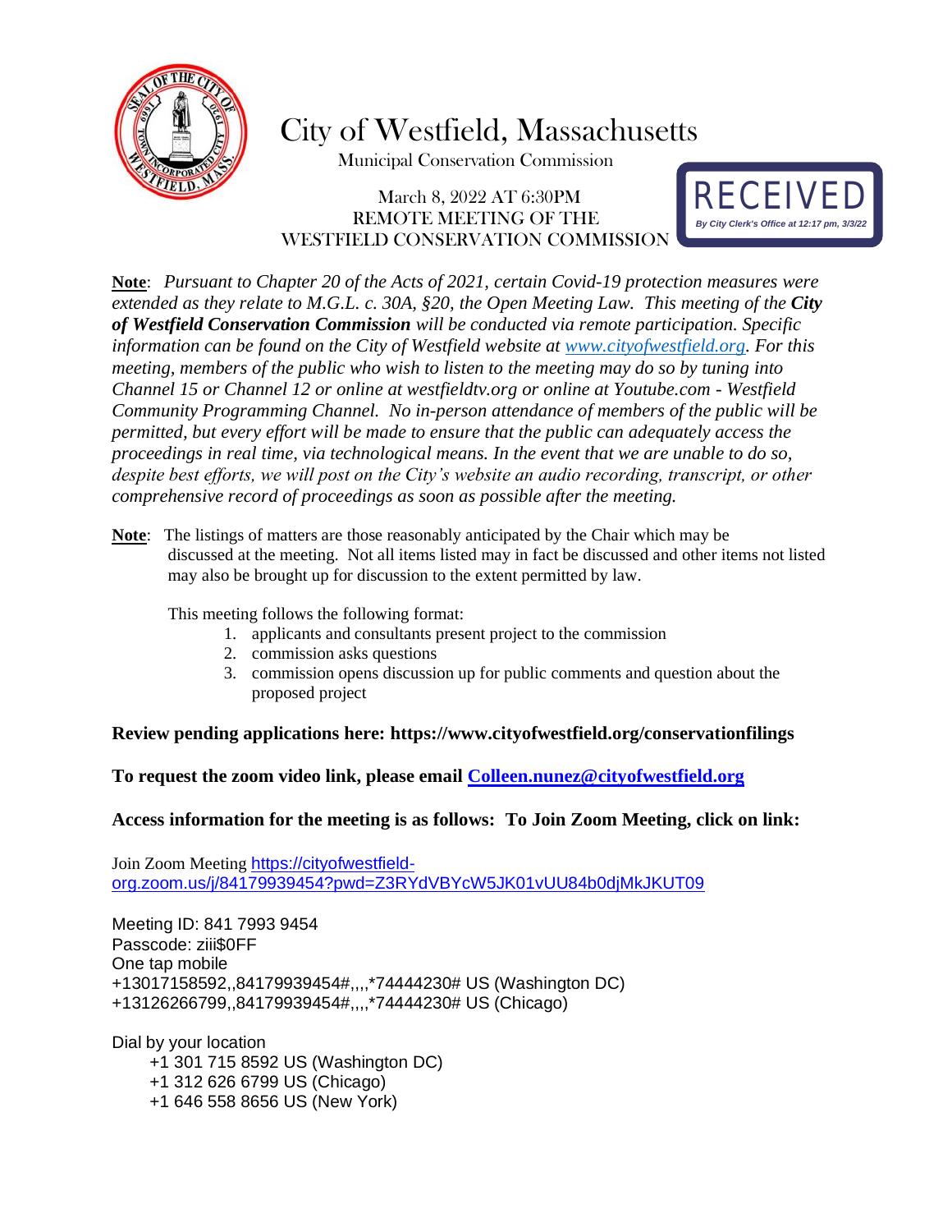# City of Westfield, Massachusetts

Municipal Conservation Commission

March 8, 2022 AT 6:30PM
REMOTE MEETING OF THE
WESTFIELD CONSERVATION COMMISSION

RECEIVED
*By City Clerk's Office at 12:17 pm, 3/3/22*

**Note**: *Pursuant to Chapter 20 of the Acts of 2021, certain Covid-19 protection measures were extended as they relate to M.G.L. c. 30A, §20, the Open Meeting Law. This meeting of the **City of Westfield Conservation Commission** will be conducted via remote participation. Specific information can be found on the City of Westfield website at www.cityofwestfield.org. For this meeting, members of the public who wish to listen to the meeting may do so by tuning into Channel 15 or Channel 12 or online at westfieldtv.org or online at Youtube.com - Westfield Community Programming Channel. No in-person attendance of members of the public will be permitted, but every effort will be made to ensure that the public can adequately access the proceedings in real time, via technological means. In the event that we are unable to do so, despite best efforts, we will post on the City's website an audio recording, transcript, or other comprehensive record of proceedings as soon as possible after the meeting.*

**Note**: The listings of matters are those reasonably anticipated by the Chair which may be discussed at the meeting. Not all items listed may in fact be discussed and other items not listed may also be brought up for discussion to the extent permitted by law.

This meeting follows the following format:

1. applicants and consultants present project to the commission
2. commission asks questions
3. commission opens discussion up for public comments and question about the proposed project

**Review pending applications here: https://www.cityofwestfield.org/conservationfilings**

**To request the zoom video link, please email Colleen.nunez@cityofwestfield.org**

**Access information for the meeting is as follows: To Join Zoom Meeting, click on link:**

Join Zoom Meeting https://cityofwestfield-org.zoom.us/j/84179939454?pwd=Z3RYdVBYcW5JK01vUU84b0djMkJKUT09

Meeting ID: 841 7993 9454
Passcode: ziii$0FF
One tap mobile
+13017158592,,84179939454#,,,,*74444230# US (Washington DC)
+13126266799,,84179939454#,,,,*74444230# US (Chicago)

Dial by your location
+1 301 715 8592 US (Washington DC)
+1 312 626 6799 US (Chicago)
+1 646 558 8656 US (New York)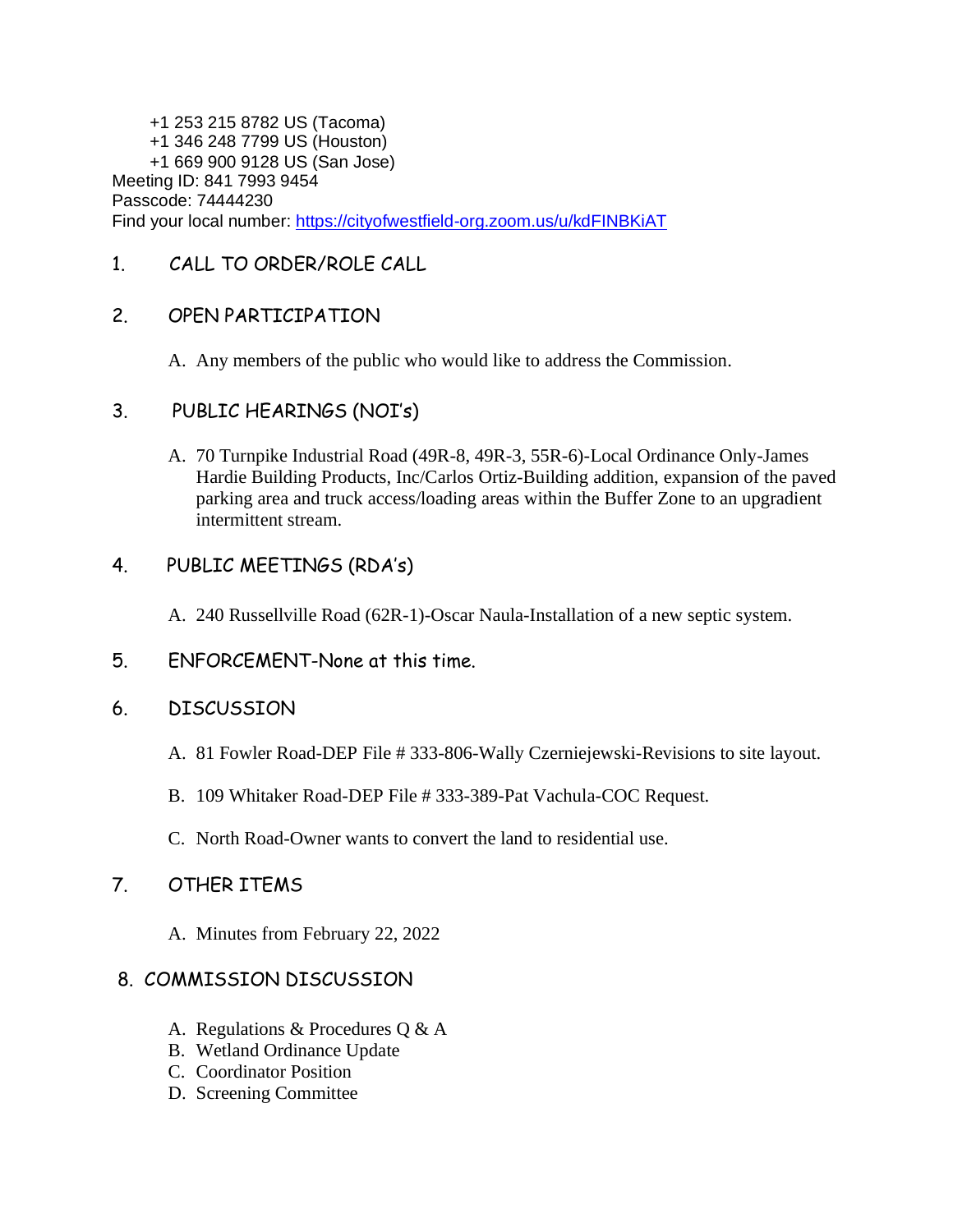+1 253 215 8782 US (Tacoma)
+1 346 248 7799 US (Houston)
+1 669 900 9128 US (San Jose)

Meeting ID: 841 7993 9454
Passcode: 74444230
Find your local number: [https://cityofwestfield-org.zoom.us/u/kdFINBKiAT](https://cityofwestfield-org.zoom.us/u/kdFINBKiAT)

## 1. CALL TO ORDER/ROLE CALL

## 2. OPEN PARTICIPATION

A. Any members of the public who would like to address the Commission.

## 3. PUBLIC HEARINGS (NOI's)

A. 70 Turnpike Industrial Road (49R-8, 49R-3, 55R-6)-Local Ordinance Only-James Hardie Building Products, Inc/Carlos Ortiz-Building addition, expansion of the paved parking area and truck access/loading areas within the Buffer Zone to an upgradient intermittent stream.

## 4. PUBLIC MEETINGS (RDA's)

A. 240 Russellville Road (62R-1)-Oscar Naula-Installation of a new septic system.

## 5. ENFORCEMENT-None at this time.

## 6. DISCUSSION

A. 81 Fowler Road-DEP File # 333-806-Wally Czerniejewski-Revisions to site layout.

B. 109 Whitaker Road-DEP File # 333-389-Pat Vachula-COC Request.

C. North Road-Owner wants to convert the land to residential use.

## 7. OTHER ITEMS

A. Minutes from February 22, 2022

## 8. COMMISSION DISCUSSION

A. Regulations & Procedures Q & A
B. Wetland Ordinance Update
C. Coordinator Position
D. Screening Committee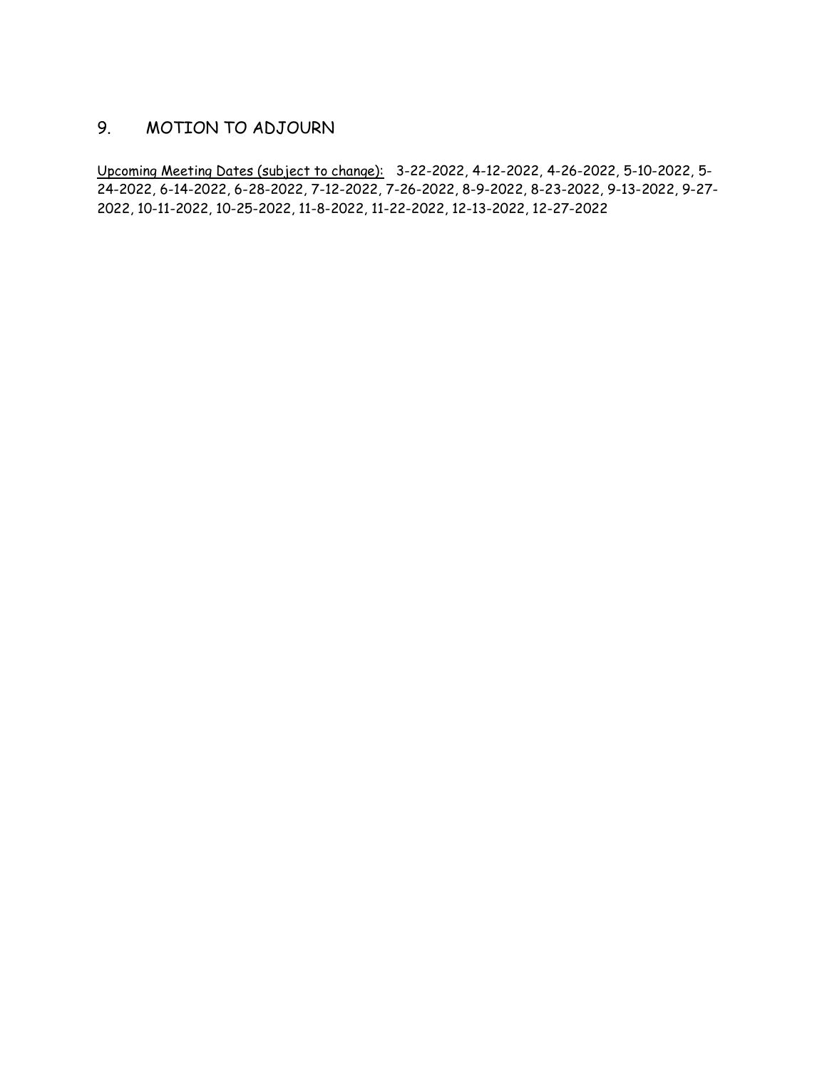## 9. MOTION TO ADJOURN

<u>Upcoming Meeting Dates (subject to change):</u> 3-22-2022, 4-12-2022, 4-26-2022, 5-10-2022, 5-24-2022, 6-14-2022, 6-28-2022, 7-12-2022, 7-26-2022, 8-9-2022, 8-23-2022, 9-13-2022, 9-27-2022, 10-11-2022, 10-25-2022, 11-8-2022, 11-22-2022, 12-13-2022, 12-27-2022